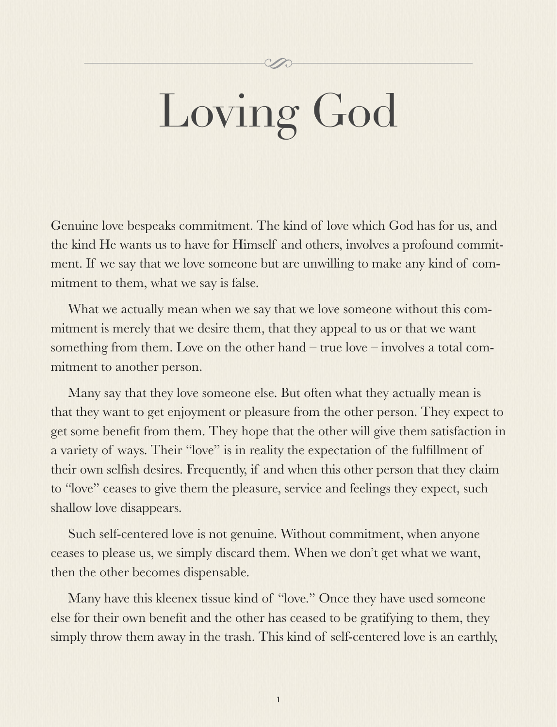# Loving God

Genuine love bespeaks commitment. The kind of love which God has for us, and the kind He wants us to have for Himself and others, involves a profound commitment. If we say that we love someone but are unwilling to make any kind of commitment to them, what we say is false.

What we actually mean when we say that we love someone without this commitment is merely that we desire them, that they appeal to us or that we want something from them. Love on the other hand – true love – involves a total commitment to another person.

Many say that they love someone else. But often what they actually mean is that they want to get enjoyment or pleasure from the other person. They expect to get some benefit from them. They hope that the other will give them satisfaction in a variety of ways. Their "love" is in reality the expectation of the fulfillment of their own selfish desires. Frequently, if and when this other person that they claim to "love" ceases to give them the pleasure, service and feelings they expect, such shallow love disappears.

Such self-centered love is not genuine. Without commitment, when anyone ceases to please us, we simply discard them. When we don't get what we want, then the other becomes dispensable.

Many have this kleenex tissue kind of "love." Once they have used someone else for their own benefit and the other has ceased to be gratifying to them, they simply throw them away in the trash. This kind of self-centered love is an earthly,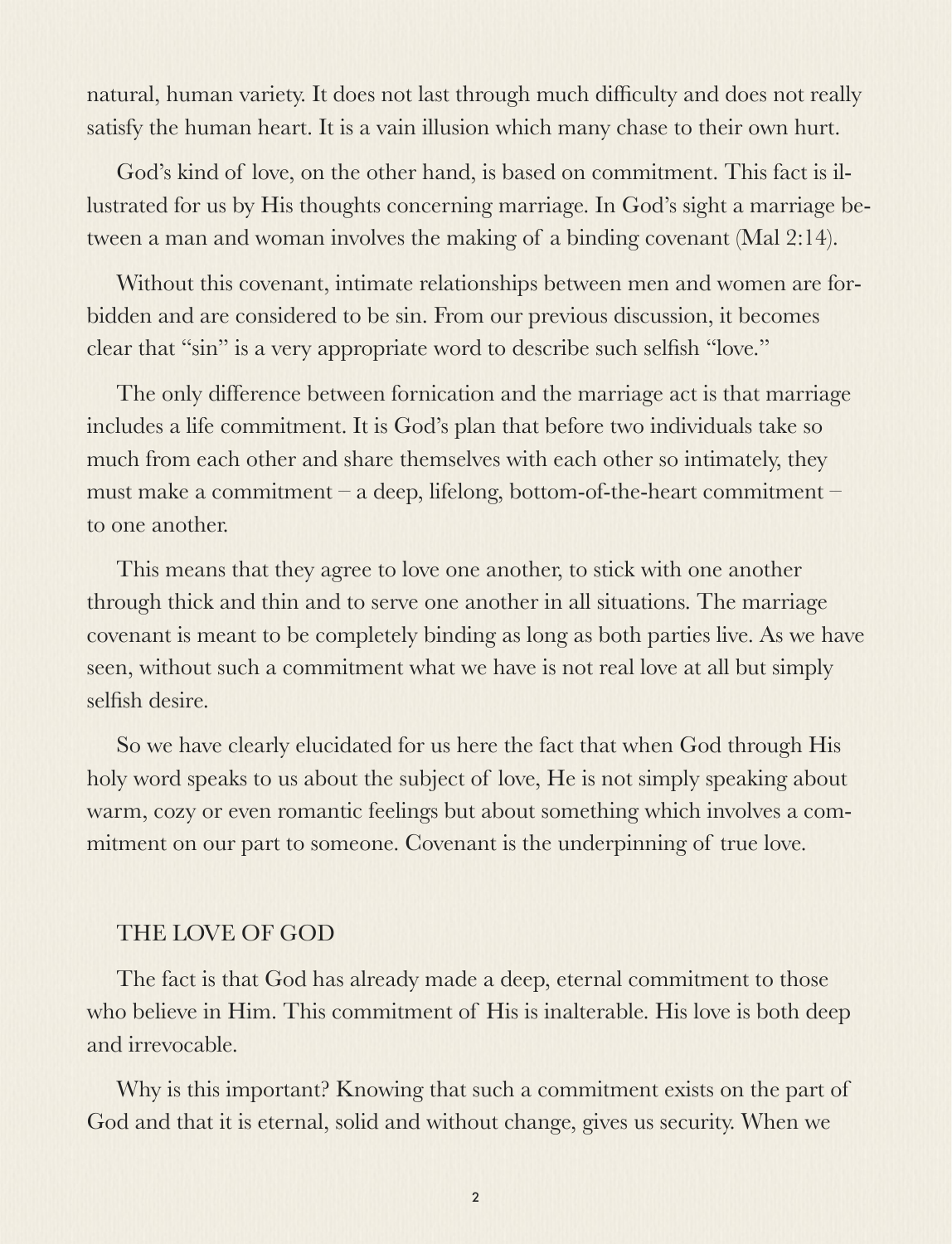natural, human variety. It does not last through much difficulty and does not really satisfy the human heart. It is a vain illusion which many chase to their own hurt.

God's kind of love, on the other hand, is based on commitment. This fact is illustrated for us by His thoughts concerning marriage. In God's sight a marriage between a man and woman involves the making of a binding covenant (Mal 2:14).

Without this covenant, intimate relationships between men and women are forbidden and are considered to be sin. From our previous discussion, it becomes clear that "sin" is a very appropriate word to describe such selfish "love."

The only difference between fornication and the marriage act is that marriage includes a life commitment. It is God's plan that before two individuals take so much from each other and share themselves with each other so intimately, they must make a commitment – a deep, lifelong, bottom-of-the-heart commitment – to one another.

This means that they agree to love one another, to stick with one another through thick and thin and to serve one another in all situations. The marriage covenant is meant to be completely binding as long as both parties live. As we have seen, without such a commitment what we have is not real love at all but simply selfish desire.

So we have clearly elucidated for us here the fact that when God through His holy word speaks to us about the subject of love, He is not simply speaking about warm, cozy or even romantic feelings but about something which involves a commitment on our part to someone. Covenant is the underpinning of true love.

## THE LOVE OF GOD

The fact is that God has already made a deep, eternal commitment to those who believe in Him. This commitment of His is inalterable. His love is both deep and irrevocable.

Why is this important? Knowing that such a commitment exists on the part of God and that it is eternal, solid and without change, gives us security. When we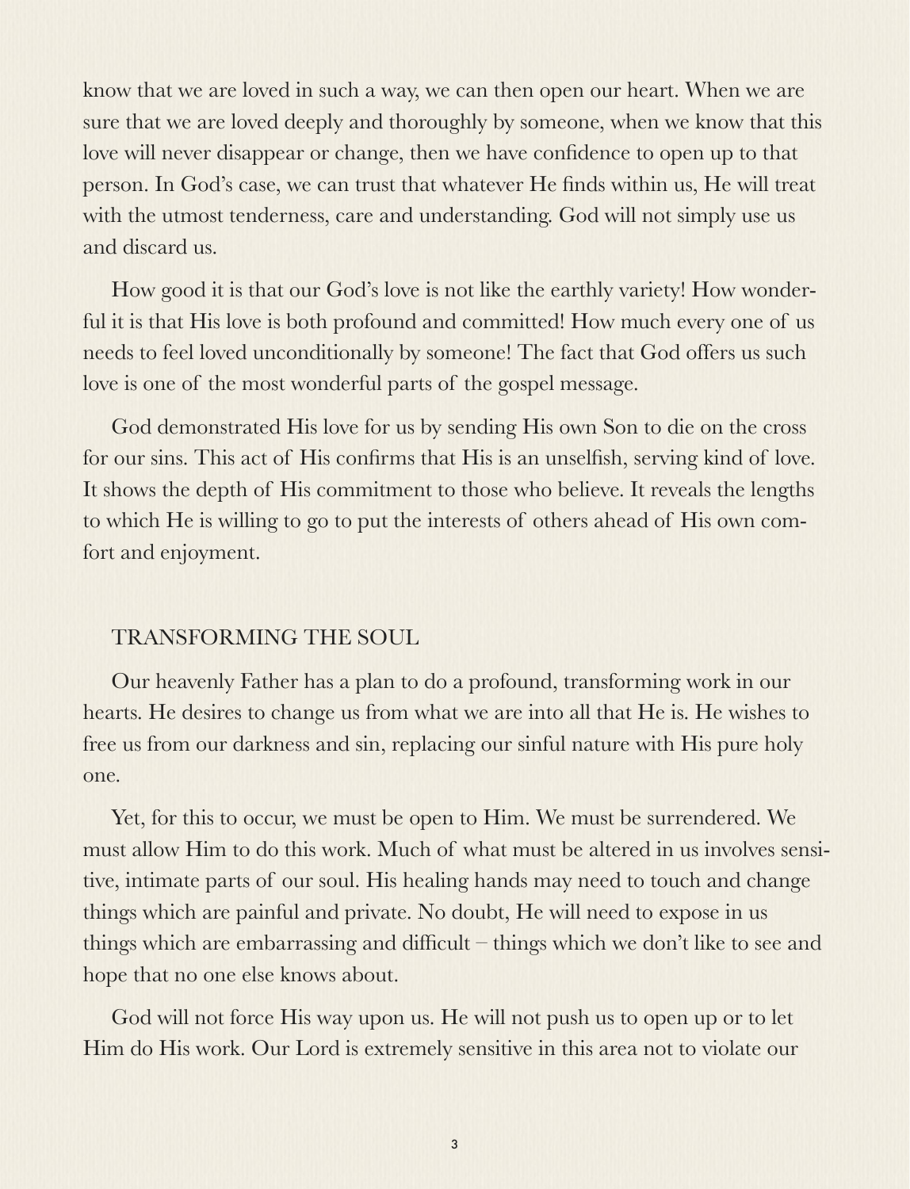know that we are loved in such a way, we can then open our heart. When we are sure that we are loved deeply and thoroughly by someone, when we know that this love will never disappear or change, then we have confidence to open up to that person. In God's case, we can trust that whatever He finds within us, He will treat with the utmost tenderness, care and understanding. God will not simply use us and discard us.

How good it is that our God's love is not like the earthly variety! How wonderful it is that His love is both profound and committed! How much every one of us needs to feel loved unconditionally by someone! The fact that God offers us such love is one of the most wonderful parts of the gospel message.

God demonstrated His love for us by sending His own Son to die on the cross for our sins. This act of His confirms that His is an unselfish, serving kind of love. It shows the depth of His commitment to those who believe. It reveals the lengths to which He is willing to go to put the interests of others ahead of His own comfort and enjoyment.

## TRANSFORMING THE SOUL

Our heavenly Father has a plan to do a profound, transforming work in our hearts. He desires to change us from what we are into all that He is. He wishes to free us from our darkness and sin, replacing our sinful nature with His pure holy one.

Yet, for this to occur, we must be open to Him. We must be surrendered. We must allow Him to do this work. Much of what must be altered in us involves sensitive, intimate parts of our soul. His healing hands may need to touch and change things which are painful and private. No doubt, He will need to expose in us things which are embarrassing and difficult – things which we don't like to see and hope that no one else knows about.

God will not force His way upon us. He will not push us to open up or to let Him do His work. Our Lord is extremely sensitive in this area not to violate our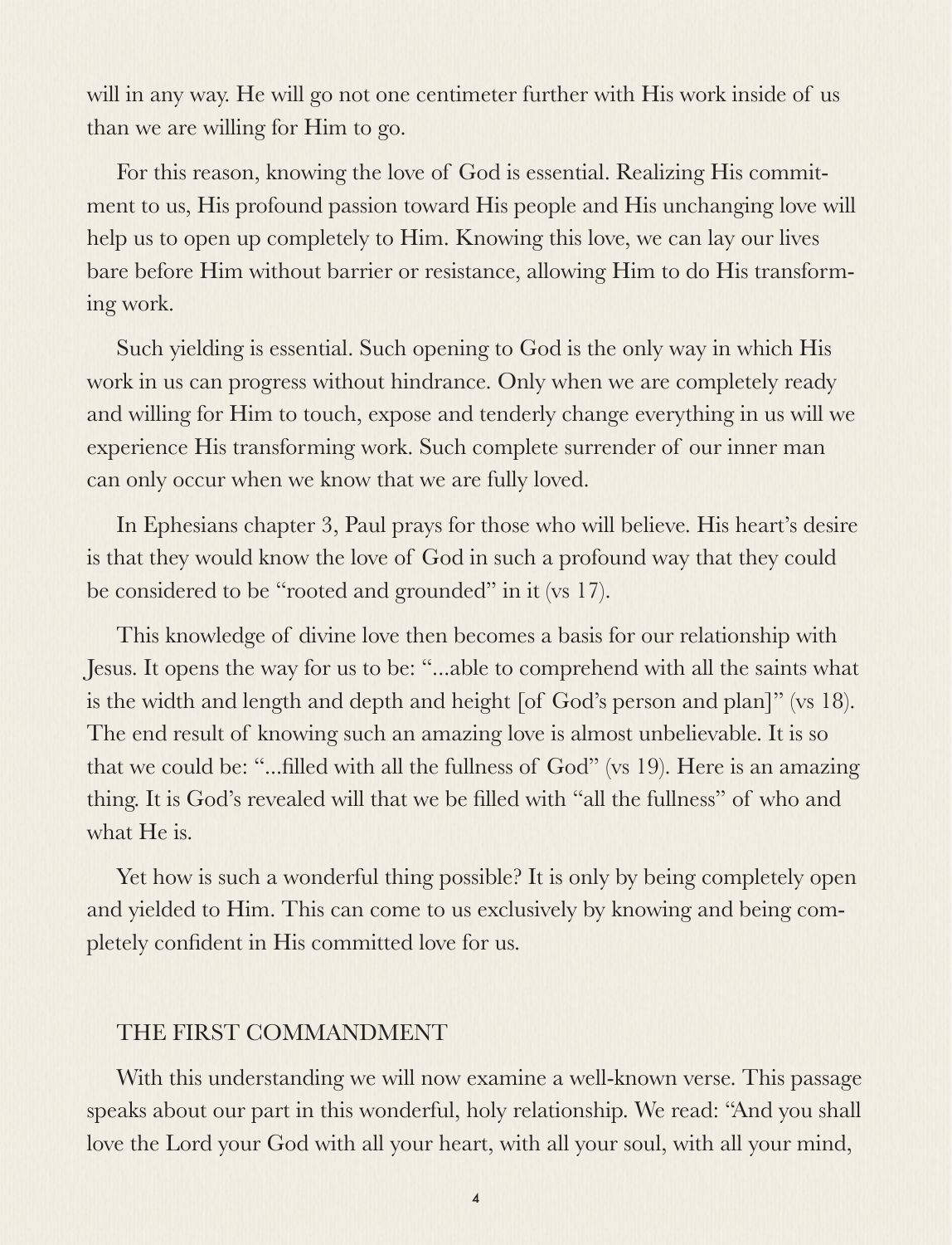will in any way. He will go not one centimeter further with His work inside of us than we are willing for Him to go.

For this reason, knowing the love of God is essential. Realizing His commitment to us, His profound passion toward His people and His unchanging love will help us to open up completely to Him. Knowing this love, we can lay our lives bare before Him without barrier or resistance, allowing Him to do His transforming work.

Such yielding is essential. Such opening to God is the only way in which His work in us can progress without hindrance. Only when we are completely ready and willing for Him to touch, expose and tenderly change everything in us will we experience His transforming work. Such complete surrender of our inner man can only occur when we know that we are fully loved.

In Ephesians chapter 3, Paul prays for those who will believe. His heart's desire is that they would know the love of God in such a profound way that they could be considered to be "rooted and grounded" in it (vs 17).

This knowledge of divine love then becomes a basis for our relationship with Jesus. It opens the way for us to be: "...able to comprehend with all the saints what is the width and length and depth and height [of God's person and plan]" (vs 18). The end result of knowing such an amazing love is almost unbelievable. It is so that we could be: "...filled with all the fullness of God" (vs 19). Here is an amazing thing. It is God's revealed will that we be filled with "all the fullness" of who and what He is.

Yet how is such a wonderful thing possible? It is only by being completely open and yielded to Him. This can come to us exclusively by knowing and being completely confident in His committed love for us.

## THE FIRST COMMANDMENT

With this understanding we will now examine a well-known verse. This passage speaks about our part in this wonderful, holy relationship. We read: "And you shall love the Lord your God with all your heart, with all your soul, with all your mind,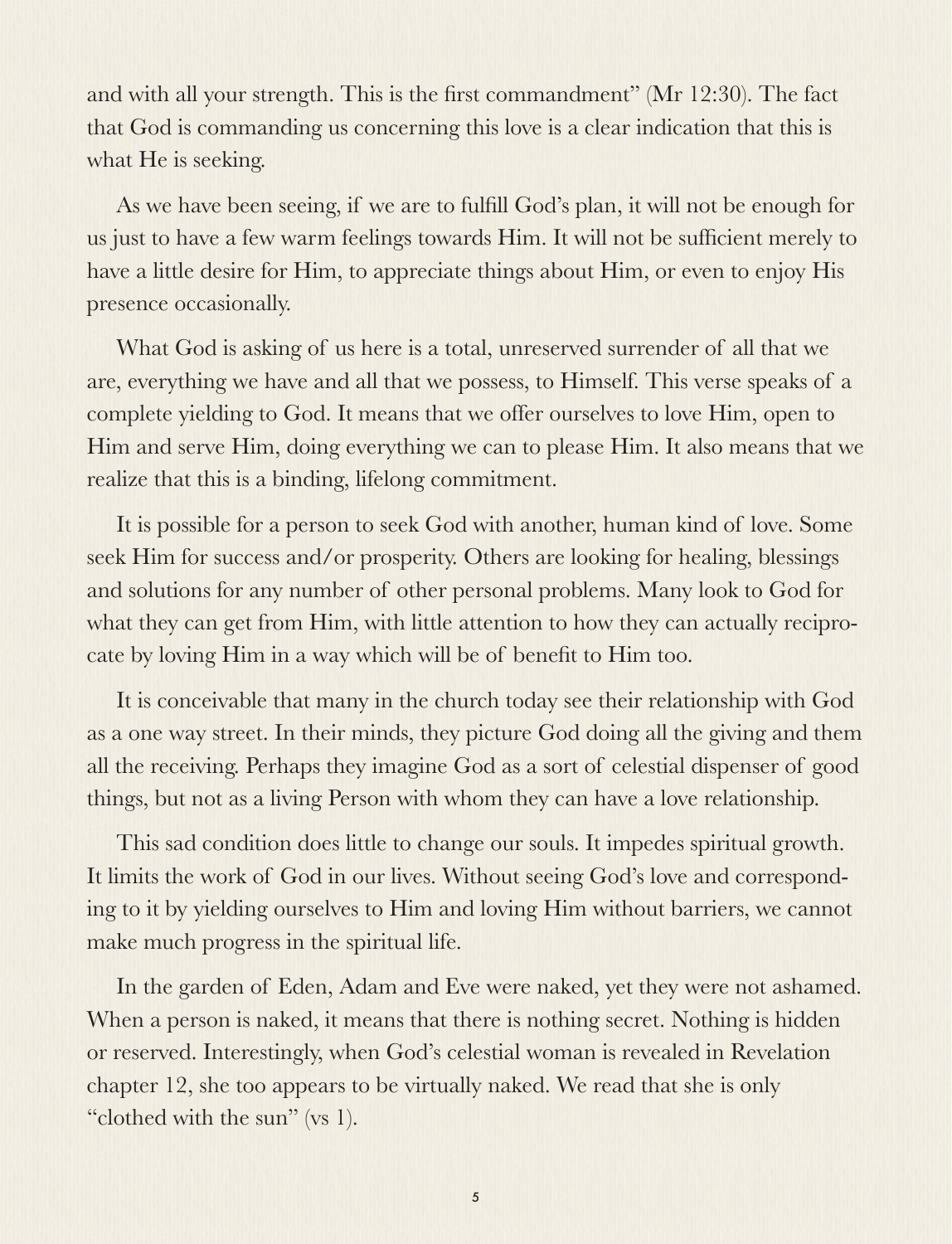and with all your strength. This is the first commandment" (Mr 12:30). The fact that God is commanding us concerning this love is a clear indication that this is what He is seeking.

As we have been seeing, if we are to fulfill God's plan, it will not be enough for us just to have a few warm feelings towards Him. It will not be sufficient merely to have a little desire for Him, to appreciate things about Him, or even to enjoy His presence occasionally.

What God is asking of us here is a total, unreserved surrender of all that we are, everything we have and all that we possess, to Himself. This verse speaks of a complete yielding to God. It means that we offer ourselves to love Him, open to Him and serve Him, doing everything we can to please Him. It also means that we realize that this is a binding, lifelong commitment.

It is possible for a person to seek God with another, human kind of love. Some seek Him for success and/or prosperity. Others are looking for healing, blessings and solutions for any number of other personal problems. Many look to God for what they can get from Him, with little attention to how they can actually reciprocate by loving Him in a way which will be of benefit to Him too.

It is conceivable that many in the church today see their relationship with God as a one way street. In their minds, they picture God doing all the giving and them all the receiving. Perhaps they imagine God as a sort of celestial dispenser of good things, but not as a living Person with whom they can have a love relationship.

This sad condition does little to change our souls. It impedes spiritual growth. It limits the work of God in our lives. Without seeing God's love and corresponding to it by yielding ourselves to Him and loving Him without barriers, we cannot make much progress in the spiritual life.

In the garden of Eden, Adam and Eve were naked, yet they were not ashamed. When a person is naked, it means that there is nothing secret. Nothing is hidden or reserved. Interestingly, when God's celestial woman is revealed in Revelation chapter 12, she too appears to be virtually naked. We read that she is only "clothed with the sun" (vs 1).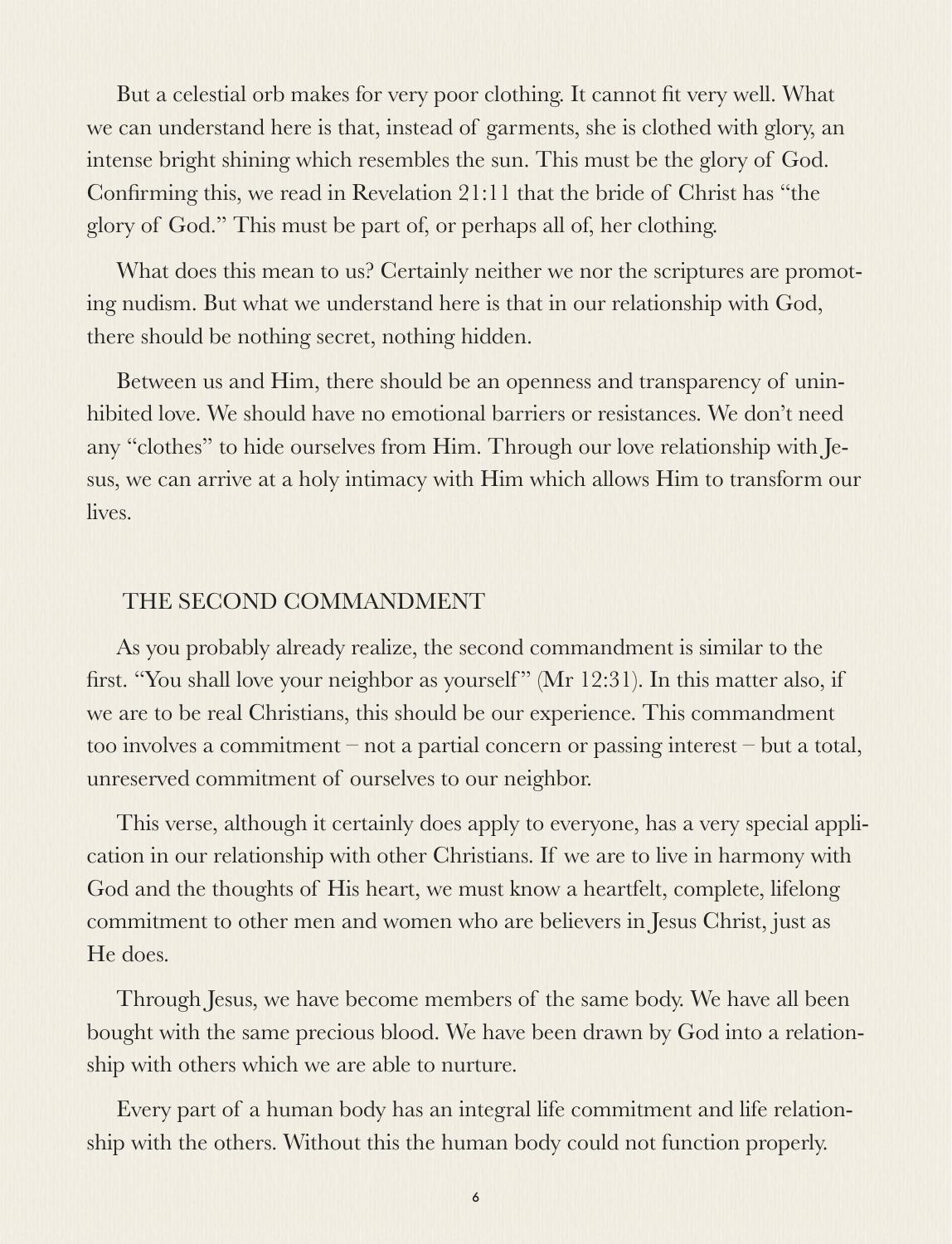But a celestial orb makes for very poor clothing. It cannot fit very well. What we can understand here is that, instead of garments, she is clothed with glory, an intense bright shining which resembles the sun. This must be the glory of God. Confirming this, we read in Revelation 21:11 that the bride of Christ has "the glory of God." This must be part of, or perhaps all of, her clothing.

What does this mean to us? Certainly neither we nor the scriptures are promoting nudism. But what we understand here is that in our relationship with God, there should be nothing secret, nothing hidden.

Between us and Him, there should be an openness and transparency of uninhibited love. We should have no emotional barriers or resistances. We don't need any "clothes" to hide ourselves from Him. Through our love relationship with Jesus, we can arrive at a holy intimacy with Him which allows Him to transform our lives.

## THE SECOND COMMANDMENT

As you probably already realize, the second commandment is similar to the first. "You shall love your neighbor as yourself" (Mr 12:31). In this matter also, if we are to be real Christians, this should be our experience. This commandment too involves a commitment – not a partial concern or passing interest – but a total, unreserved commitment of ourselves to our neighbor.

This verse, although it certainly does apply to everyone, has a very special application in our relationship with other Christians. If we are to live in harmony with God and the thoughts of His heart, we must know a heartfelt, complete, lifelong commitment to other men and women who are believers in Jesus Christ, just as He does.

Through Jesus, we have become members of the same body. We have all been bought with the same precious blood. We have been drawn by God into a relationship with others which we are able to nurture.

Every part of a human body has an integral life commitment and life relationship with the others. Without this the human body could not function properly.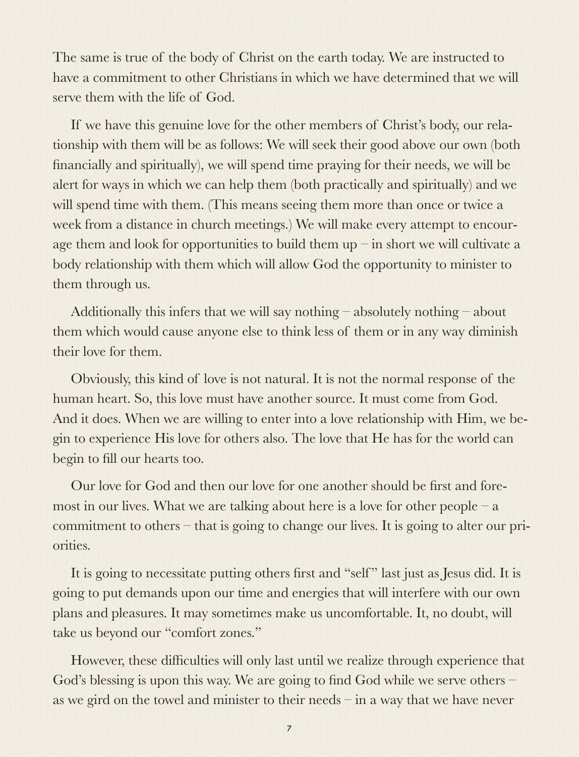The same is true of the body of Christ on the earth today. We are instructed to have a commitment to other Christians in which we have determined that we will serve them with the life of God.

If we have this genuine love for the other members of Christ's body, our relationship with them will be as follows: We will seek their good above our own (both financially and spiritually), we will spend time praying for their needs, we will be alert for ways in which we can help them (both practically and spiritually) and we will spend time with them. (This means seeing them more than once or twice a week from a distance in church meetings.) We will make every attempt to encourage them and look for opportunities to build them up – in short we will cultivate a body relationship with them which will allow God the opportunity to minister to them through us.

Additionally this infers that we will say nothing – absolutely nothing – about them which would cause anyone else to think less of them or in any way diminish their love for them.

Obviously, this kind of love is not natural. It is not the normal response of the human heart. So, this love must have another source. It must come from God. And it does. When we are willing to enter into a love relationship with Him, we begin to experience His love for others also. The love that He has for the world can begin to fill our hearts too.

Our love for God and then our love for one another should be first and foremost in our lives. What we are talking about here is a love for other people – a commitment to others – that is going to change our lives. It is going to alter our priorities.

It is going to necessitate putting others first and "self" last just as Jesus did. It is going to put demands upon our time and energies that will interfere with our own plans and pleasures. It may sometimes make us uncomfortable. It, no doubt, will take us beyond our "comfort zones."

However, these difficulties will only last until we realize through experience that God's blessing is upon this way. We are going to find God while we serve others – as we gird on the towel and minister to their needs – in a way that we have never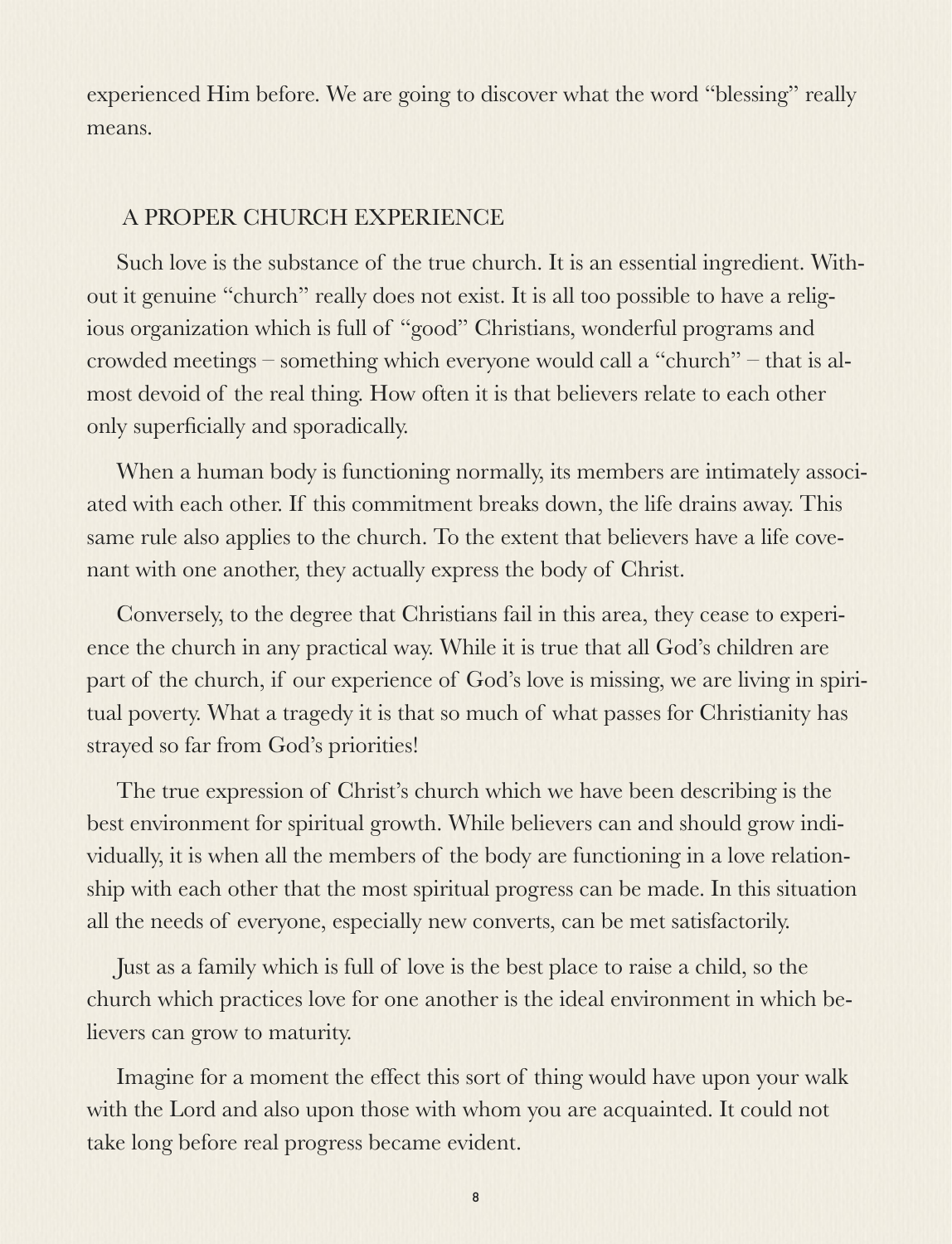experienced Him before. We are going to discover what the word "blessing" really means.

## A PROPER CHURCH EXPERIENCE

Such love is the substance of the true church. It is an essential ingredient. Without it genuine "church" really does not exist. It is all too possible to have a religious organization which is full of "good" Christians, wonderful programs and crowded meetings – something which everyone would call a "church" – that is almost devoid of the real thing. How often it is that believers relate to each other only superficially and sporadically.

When a human body is functioning normally, its members are intimately associated with each other. If this commitment breaks down, the life drains away. This same rule also applies to the church. To the extent that believers have a life covenant with one another, they actually express the body of Christ.

Conversely, to the degree that Christians fail in this area, they cease to experience the church in any practical way. While it is true that all God's children are part of the church, if our experience of God's love is missing, we are living in spiritual poverty. What a tragedy it is that so much of what passes for Christianity has strayed so far from God's priorities!

The true expression of Christ's church which we have been describing is the best environment for spiritual growth. While believers can and should grow individually, it is when all the members of the body are functioning in a love relationship with each other that the most spiritual progress can be made. In this situation all the needs of everyone, especially new converts, can be met satisfactorily.

Just as a family which is full of love is the best place to raise a child, so the church which practices love for one another is the ideal environment in which believers can grow to maturity.

Imagine for a moment the effect this sort of thing would have upon your walk with the Lord and also upon those with whom you are acquainted. It could not take long before real progress became evident.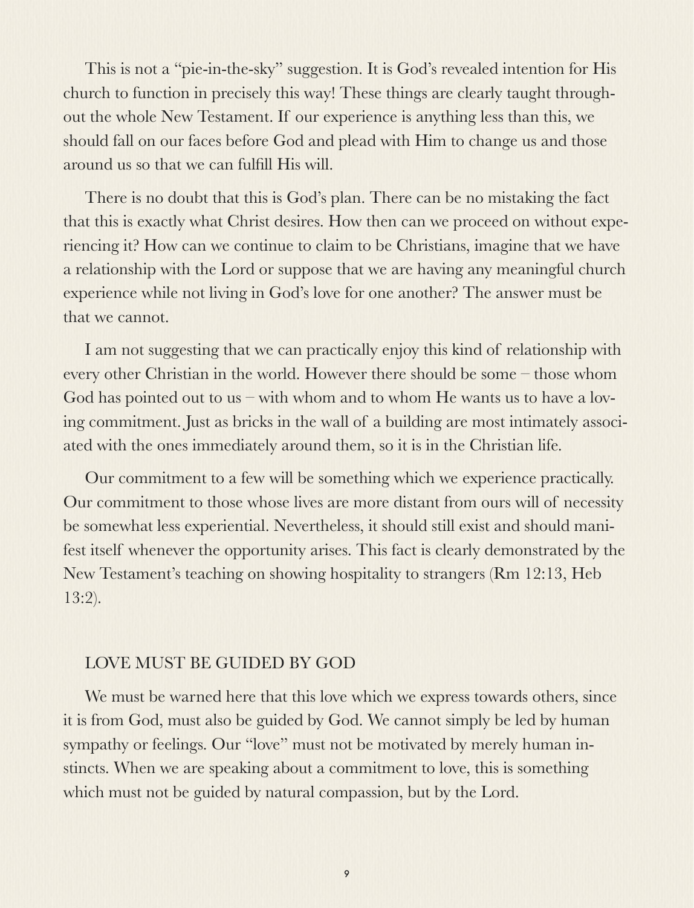This is not a "pie-in-the-sky" suggestion. It is God's revealed intention for His church to function in precisely this way! These things are clearly taught throughout the whole New Testament. If our experience is anything less than this, we should fall on our faces before God and plead with Him to change us and those around us so that we can fulfill His will.

There is no doubt that this is God's plan. There can be no mistaking the fact that this is exactly what Christ desires. How then can we proceed on without experiencing it? How can we continue to claim to be Christians, imagine that we have a relationship with the Lord or suppose that we are having any meaningful church experience while not living in God's love for one another? The answer must be that we cannot.

I am not suggesting that we can practically enjoy this kind of relationship with every other Christian in the world. However there should be some – those whom God has pointed out to us – with whom and to whom He wants us to have a loving commitment. Just as bricks in the wall of a building are most intimately associated with the ones immediately around them, so it is in the Christian life.

Our commitment to a few will be something which we experience practically. Our commitment to those whose lives are more distant from ours will of necessity be somewhat less experiential. Nevertheless, it should still exist and should manifest itself whenever the opportunity arises. This fact is clearly demonstrated by the New Testament's teaching on showing hospitality to strangers (Rm 12:13, Heb 13:2).

## LOVE MUST BE GUIDED BY GOD

We must be warned here that this love which we express towards others, since it is from God, must also be guided by God. We cannot simply be led by human sympathy or feelings. Our "love" must not be motivated by merely human instincts. When we are speaking about a commitment to love, this is something which must not be guided by natural compassion, but by the Lord.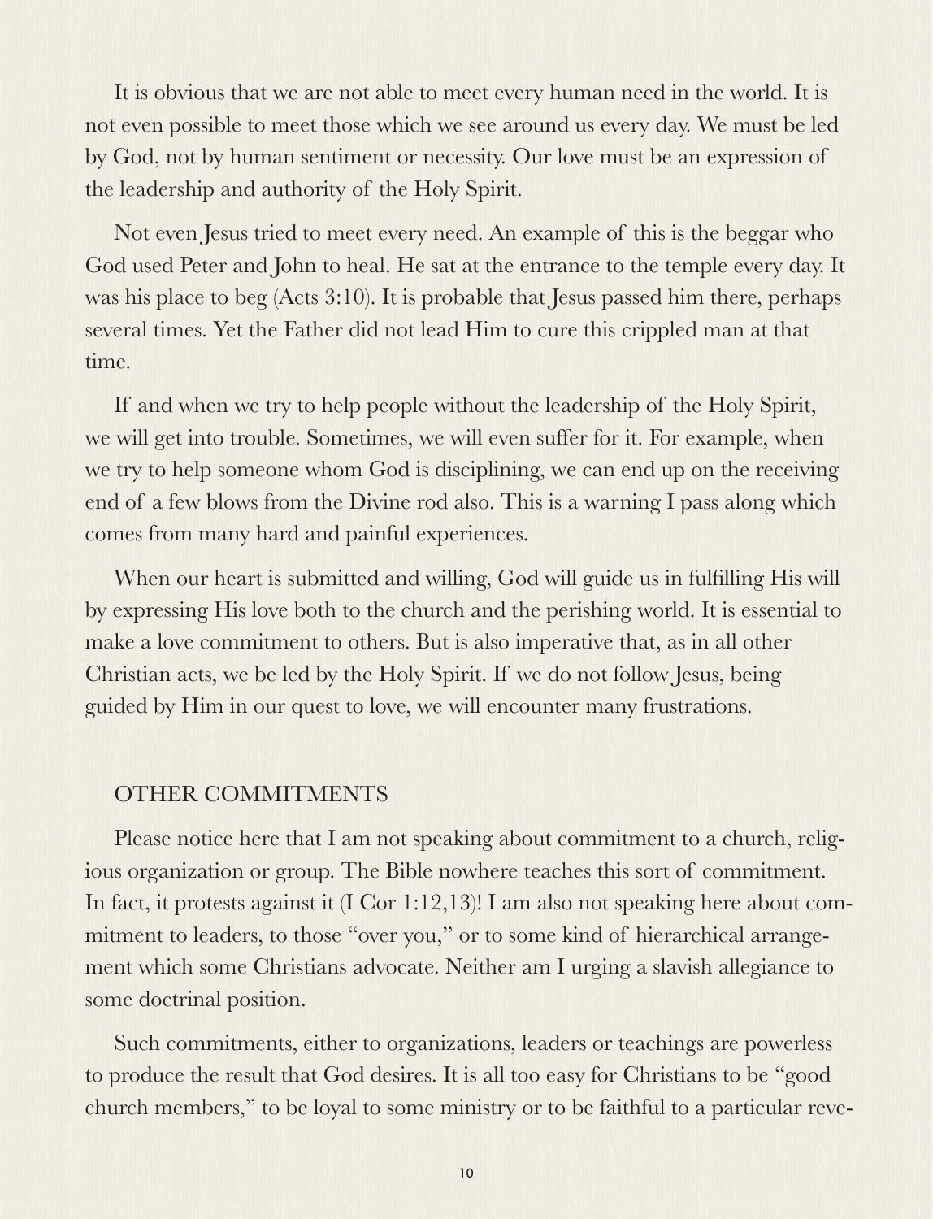It is obvious that we are not able to meet every human need in the world. It is not even possible to meet those which we see around us every day. We must be led by God, not by human sentiment or necessity. Our love must be an expression of the leadership and authority of the Holy Spirit.

Not even Jesus tried to meet every need. An example of this is the beggar who God used Peter and John to heal. He sat at the entrance to the temple every day. It was his place to beg (Acts 3:10). It is probable that Jesus passed him there, perhaps several times. Yet the Father did not lead Him to cure this crippled man at that time.

If and when we try to help people without the leadership of the Holy Spirit, we will get into trouble. Sometimes, we will even suffer for it. For example, when we try to help someone whom God is disciplining, we can end up on the receiving end of a few blows from the Divine rod also. This is a warning I pass along which comes from many hard and painful experiences.

When our heart is submitted and willing, God will guide us in fulfilling His will by expressing His love both to the church and the perishing world. It is essential to make a love commitment to others. But is also imperative that, as in all other Christian acts, we be led by the Holy Spirit. If we do not follow Jesus, being guided by Him in our quest to love, we will encounter many frustrations.

## OTHER COMMITMENTS

Please notice here that I am not speaking about commitment to a church, religious organization or group. The Bible nowhere teaches this sort of commitment. In fact, it protests against it (I Cor 1:12,13)! I am also not speaking here about commitment to leaders, to those "over you," or to some kind of hierarchical arrangement which some Christians advocate. Neither am I urging a slavish allegiance to some doctrinal position.

Such commitments, either to organizations, leaders or teachings are powerless to produce the result that God desires. It is all too easy for Christians to be "good church members," to be loyal to some ministry or to be faithful to a particular reve-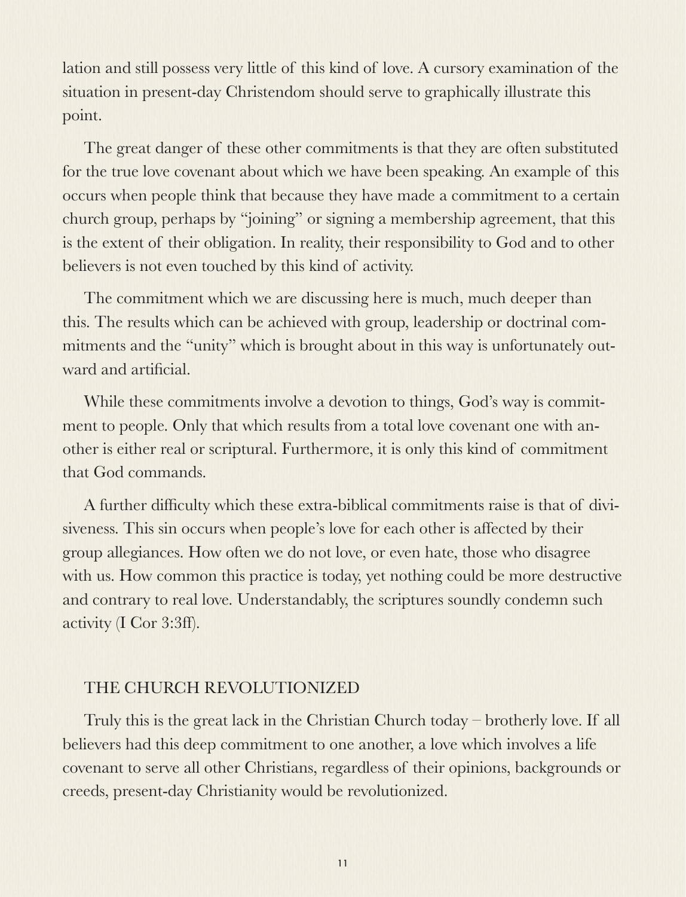lation and still possess very little of this kind of love. A cursory examination of the situation in present-day Christendom should serve to graphically illustrate this point.

The great danger of these other commitments is that they are often substituted for the true love covenant about which we have been speaking. An example of this occurs when people think that because they have made a commitment to a certain church group, perhaps by "joining" or signing a membership agreement, that this is the extent of their obligation. In reality, their responsibility to God and to other believers is not even touched by this kind of activity.

The commitment which we are discussing here is much, much deeper than this. The results which can be achieved with group, leadership or doctrinal commitments and the "unity" which is brought about in this way is unfortunately outward and artificial.

While these commitments involve a devotion to things, God's way is commitment to people. Only that which results from a total love covenant one with another is either real or scriptural. Furthermore, it is only this kind of commitment that God commands.

A further difficulty which these extra-biblical commitments raise is that of divisiveness. This sin occurs when people's love for each other is affected by their group allegiances. How often we do not love, or even hate, those who disagree with us. How common this practice is today, yet nothing could be more destructive and contrary to real love. Understandably, the scriptures soundly condemn such activity (I Cor 3:3ff).

## THE CHURCH REVOLUTIONIZED

Truly this is the great lack in the Christian Church today – brotherly love. If all believers had this deep commitment to one another, a love which involves a life covenant to serve all other Christians, regardless of their opinions, backgrounds or creeds, present-day Christianity would be revolutionized.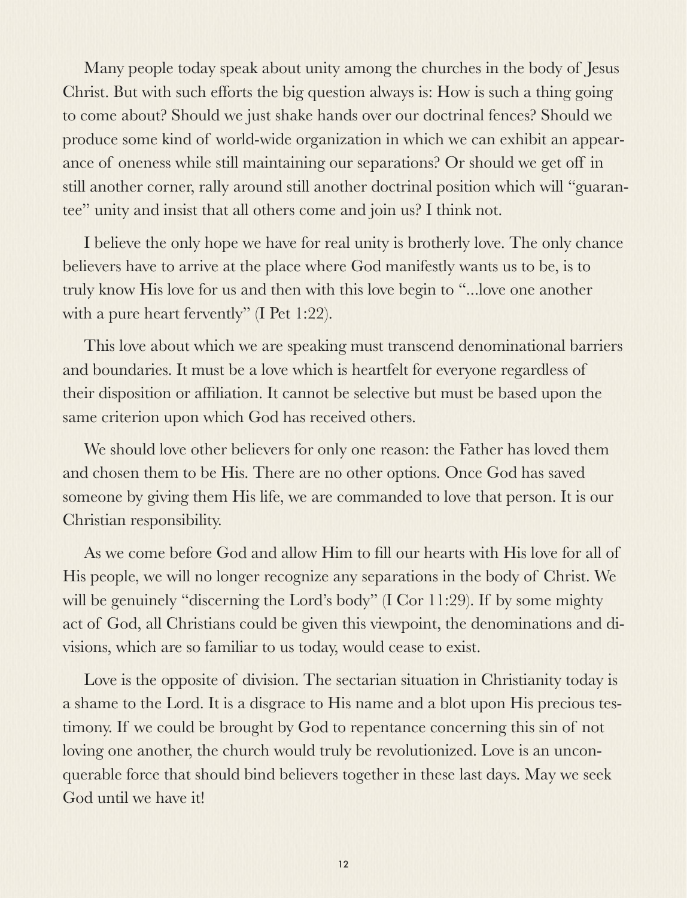Many people today speak about unity among the churches in the body of Jesus Christ. But with such efforts the big question always is: How is such a thing going to come about? Should we just shake hands over our doctrinal fences? Should we produce some kind of world-wide organization in which we can exhibit an appearance of oneness while still maintaining our separations? Or should we get off in still another corner, rally around still another doctrinal position which will "guarantee" unity and insist that all others come and join us? I think not.

I believe the only hope we have for real unity is brotherly love. The only chance believers have to arrive at the place where God manifestly wants us to be, is to truly know His love for us and then with this love begin to "...love one another with a pure heart fervently" (I Pet 1:22).

This love about which we are speaking must transcend denominational barriers and boundaries. It must be a love which is heartfelt for everyone regardless of their disposition or affiliation. It cannot be selective but must be based upon the same criterion upon which God has received others.

We should love other believers for only one reason: the Father has loved them and chosen them to be His. There are no other options. Once God has saved someone by giving them His life, we are commanded to love that person. It is our Christian responsibility.

As we come before God and allow Him to fill our hearts with His love for all of His people, we will no longer recognize any separations in the body of Christ. We will be genuinely "discerning the Lord's body" (I Cor 11:29). If by some mighty act of God, all Christians could be given this viewpoint, the denominations and divisions, which are so familiar to us today, would cease to exist.

Love is the opposite of division. The sectarian situation in Christianity today is a shame to the Lord. It is a disgrace to His name and a blot upon His precious testimony. If we could be brought by God to repentance concerning this sin of not loving one another, the church would truly be revolutionized. Love is an unconquerable force that should bind believers together in these last days. May we seek God until we have it!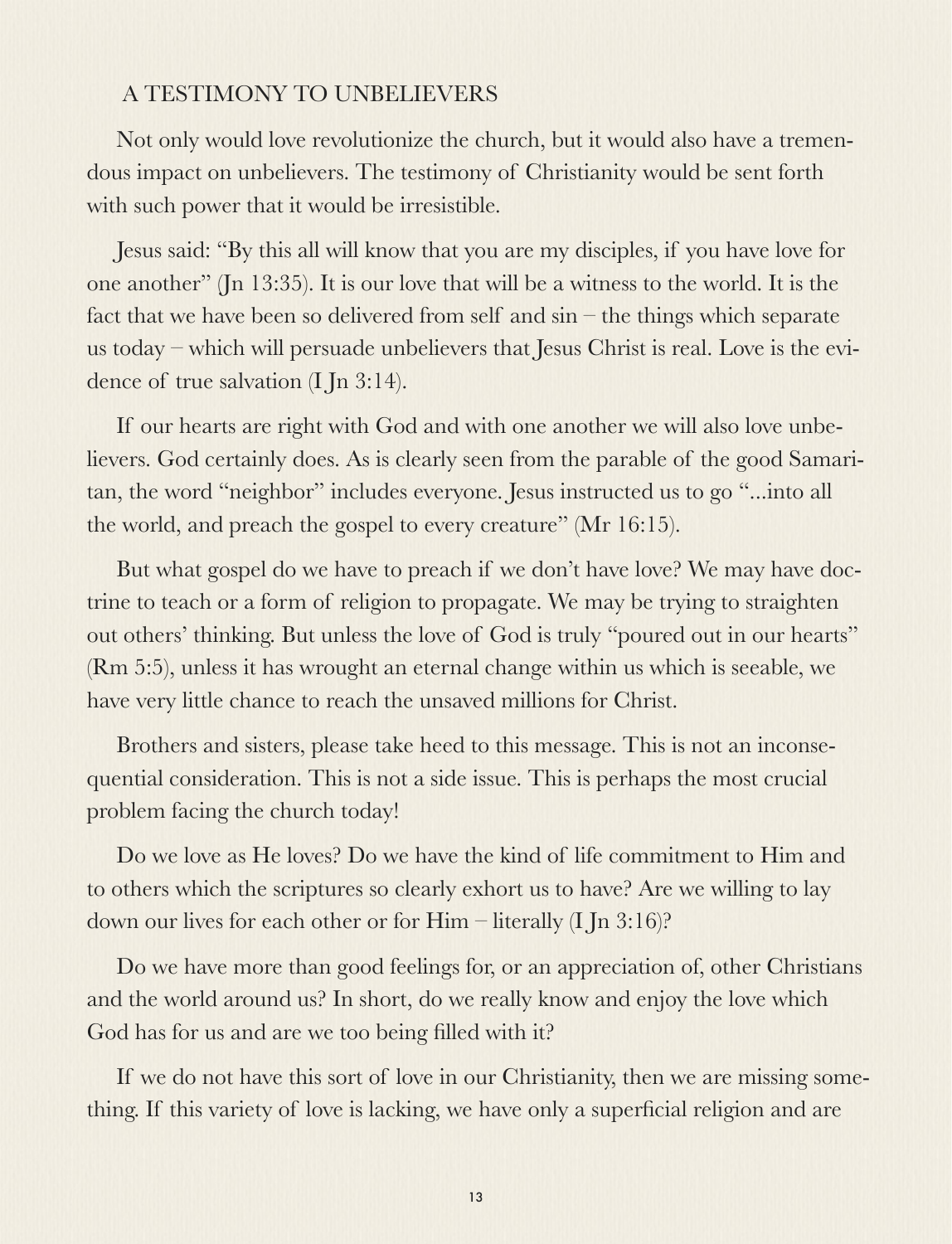## A TESTIMONY TO UNBELIEVERS

Not only would love revolutionize the church, but it would also have a tremendous impact on unbelievers. The testimony of Christianity would be sent forth with such power that it would be irresistible.

Jesus said: "By this all will know that you are my disciples, if you have love for one another" (Jn 13:35). It is our love that will be a witness to the world. It is the fact that we have been so delivered from self and sin – the things which separate us today – which will persuade unbelievers that Jesus Christ is real. Love is the evidence of true salvation (I Jn 3:14).

If our hearts are right with God and with one another we will also love unbelievers. God certainly does. As is clearly seen from the parable of the good Samaritan, the word "neighbor" includes everyone. Jesus instructed us to go "...into all the world, and preach the gospel to every creature" (Mr 16:15).

But what gospel do we have to preach if we don't have love? We may have doctrine to teach or a form of religion to propagate. We may be trying to straighten out others' thinking. But unless the love of God is truly "poured out in our hearts" (Rm 5:5), unless it has wrought an eternal change within us which is seeable, we have very little chance to reach the unsaved millions for Christ.

Brothers and sisters, please take heed to this message. This is not an inconsequential consideration. This is not a side issue. This is perhaps the most crucial problem facing the church today!

Do we love as He loves? Do we have the kind of life commitment to Him and to others which the scriptures so clearly exhort us to have? Are we willing to lay down our lives for each other or for Him – literally (I Jn 3:16)?

Do we have more than good feelings for, or an appreciation of, other Christians and the world around us? In short, do we really know and enjoy the love which God has for us and are we too being filled with it?

If we do not have this sort of love in our Christianity, then we are missing something. If this variety of love is lacking, we have only a superficial religion and are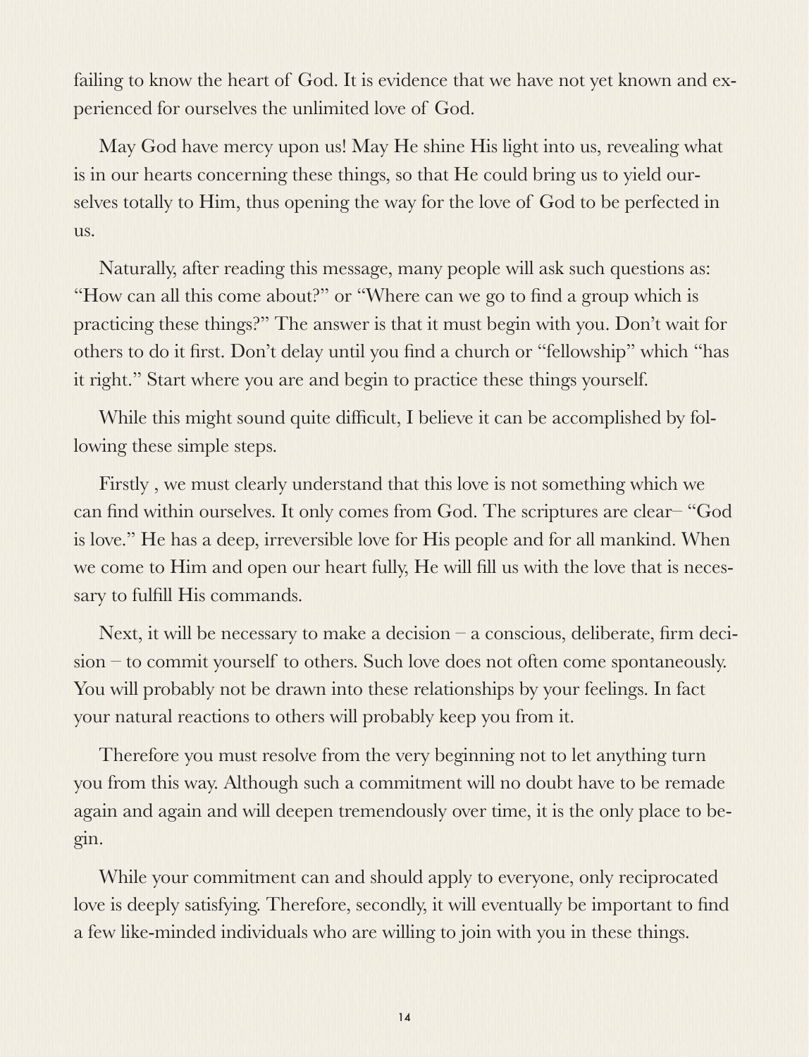failing to know the heart of God. It is evidence that we have not yet known and experienced for ourselves the unlimited love of God.

May God have mercy upon us! May He shine His light into us, revealing what is in our hearts concerning these things, so that He could bring us to yield ourselves totally to Him, thus opening the way for the love of God to be perfected in us.

Naturally, after reading this message, many people will ask such questions as: "How can all this come about?" or "Where can we go to find a group which is practicing these things?" The answer is that it must begin with you. Don't wait for others to do it first. Don't delay until you find a church or "fellowship" which "has it right." Start where you are and begin to practice these things yourself.

While this might sound quite difficult, I believe it can be accomplished by following these simple steps.

Firstly , we must clearly understand that this love is not something which we can find within ourselves. It only comes from God. The scriptures are clear– "God is love." He has a deep, irreversible love for His people and for all mankind. When we come to Him and open our heart fully, He will fill us with the love that is necessary to fulfill His commands.

Next, it will be necessary to make a decision – a conscious, deliberate, firm decision – to commit yourself to others. Such love does not often come spontaneously. You will probably not be drawn into these relationships by your feelings. In fact your natural reactions to others will probably keep you from it.

Therefore you must resolve from the very beginning not to let anything turn you from this way. Although such a commitment will no doubt have to be remade again and again and will deepen tremendously over time, it is the only place to begin.

While your commitment can and should apply to everyone, only reciprocated love is deeply satisfying. Therefore, secondly, it will eventually be important to find a few like-minded individuals who are willing to join with you in these things.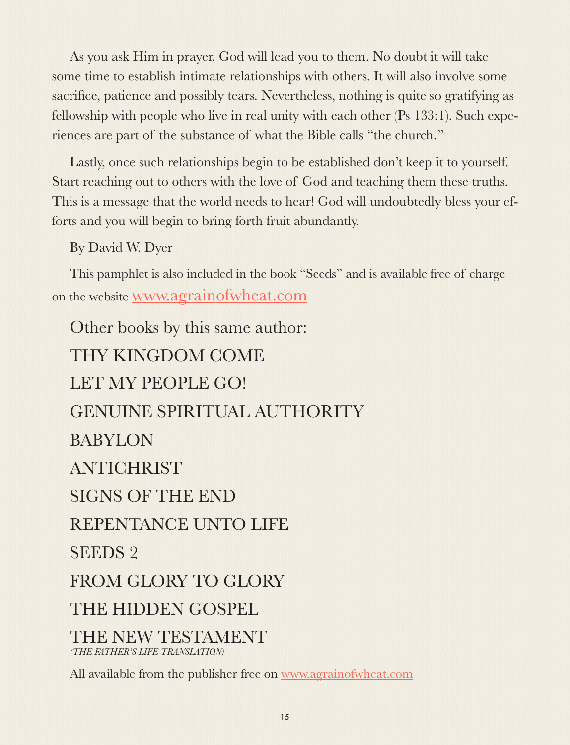As you ask Him in prayer, God will lead you to them. No doubt it will take some time to establish intimate relationships with others. It will also involve some sacrifice, patience and possibly tears. Nevertheless, nothing is quite so gratifying as fellowship with people who live in real unity with each other (Ps 133:1). Such experiences are part of the substance of what the Bible calls "the church."

Lastly, once such relationships begin to be established don't keep it to yourself. Start reaching out to others with the love of God and teaching them these truths. This is a message that the world needs to hear! God will undoubtedly bless your efforts and you will begin to bring forth fruit abundantly.

By David W. Dyer

This pamphlet is also included in the book "Seeds" and is available free of charge on the website www.agrainofwheat.com

Other books by this same author:

THY KINGDOM COME

LET MY PEOPLE GO!

GENUINE SPIRITUAL AUTHORITY

BABYLON

ANTICHRIST

SIGNS OF THE END

REPENTANCE UNTO LIFE

SEEDS 2

FROM GLORY TO GLORY

THE HIDDEN GOSPEL

THE NEW TESTAMENT
*(THE FATHER'S LIFE TRANSLATION)*

All available from the publisher free on www.agrainofwheat.com